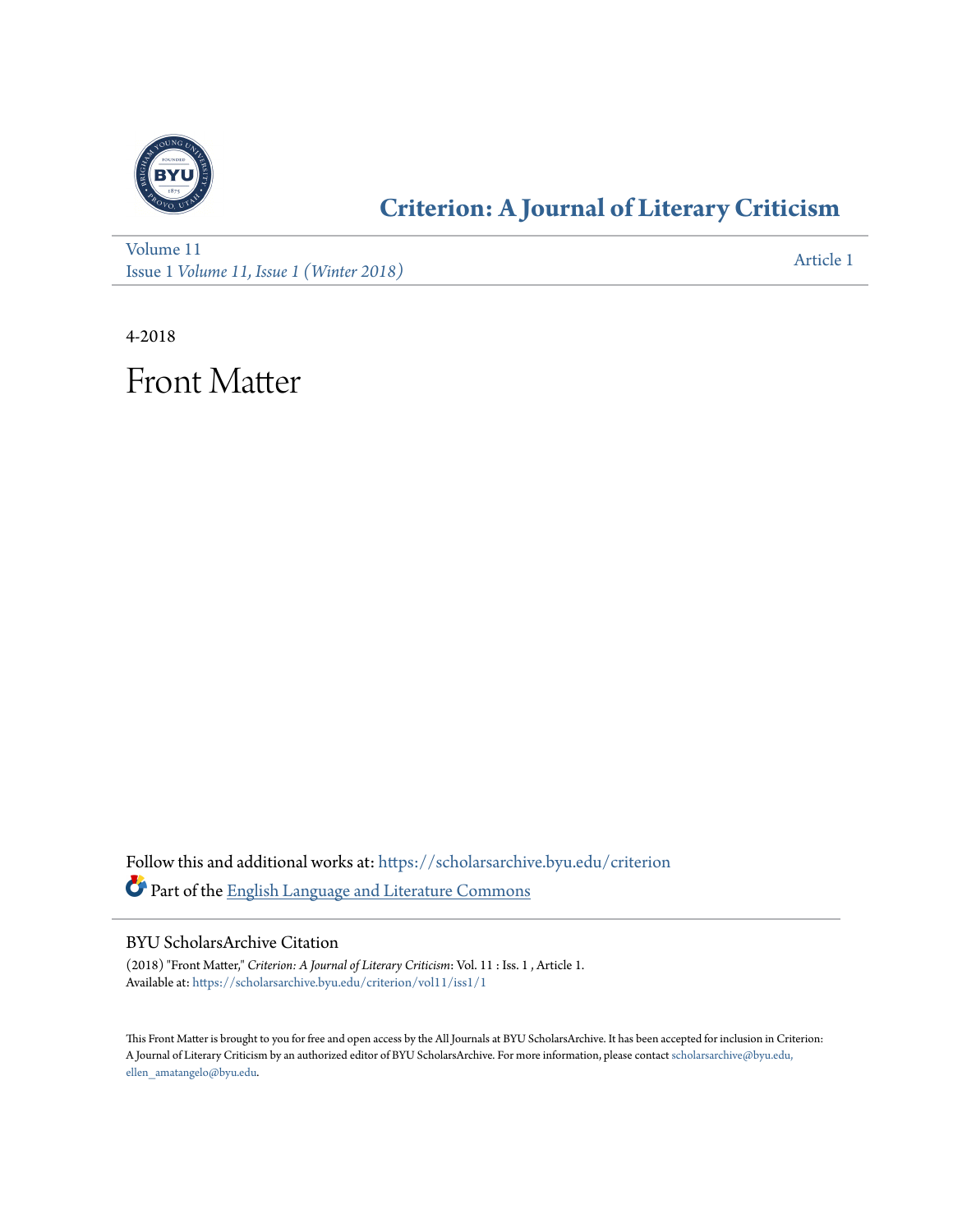# Criterion: A Journal of Literary Criticism

Volume 11
Issue 1 *Volume 11, Issue 1 (Winter 2018)*

Article 1

4-2018

# Front Matter

Follow this and additional works at: https://scholarsarchive.byu.edu/criterion

Part of the English Language and Literature Commons

## BYU ScholarsArchive Citation

(2018) "Front Matter," *Criterion: A Journal of Literary Criticism*: Vol. 11 : Iss. 1 , Article 1.
Available at: https://scholarsarchive.byu.edu/criterion/vol11/iss1/1

This Front Matter is brought to you for free and open access by the All Journals at BYU ScholarsArchive. It has been accepted for inclusion in Criterion: A Journal of Literary Criticism by an authorized editor of BYU ScholarsArchive. For more information, please contact scholarsarchive@byu.edu, ellen_amatangelo@byu.edu.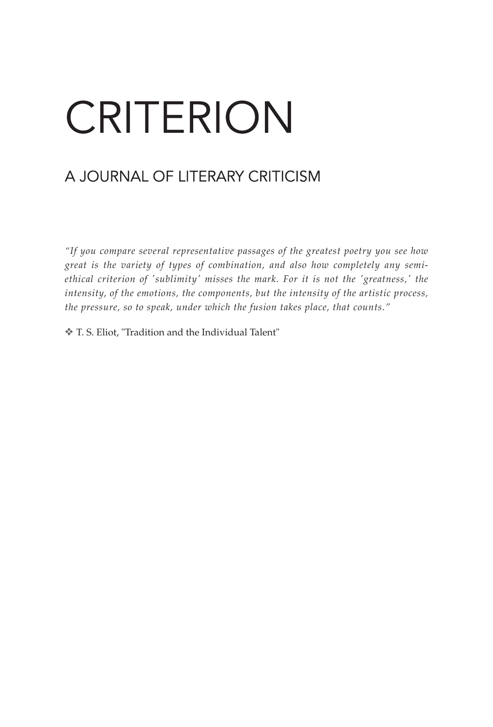# CRITERION

## A JOURNAL OF LITERARY CRITICISM

*"If you compare several representative passages of the greatest poetry you see how great is the variety of types of combination, and also how completely any semi-ethical criterion of 'sublimity' misses the mark. For it is not the 'greatness,' the intensity, of the emotions, the components, but the intensity of the artistic process, the pressure, so to speak, under which the fusion takes place, that counts."*

❖ T. S. Eliot, "Tradition and the Individual Talent"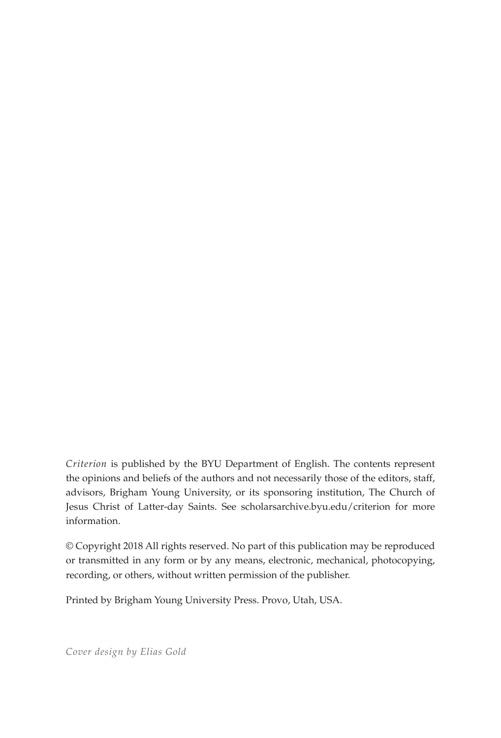*Criterion* is published by the BYU Department of English. The contents represent the opinions and beliefs of the authors and not necessarily those of the editors, staff, advisors, Brigham Young University, or its sponsoring institution, The Church of Jesus Christ of Latter-day Saints. See scholarsarchive.byu.edu/criterion for more information.

© Copyright 2018 All rights reserved. No part of this publication may be reproduced or transmitted in any form or by any means, electronic, mechanical, photocopying, recording, or others, without written permission of the publisher.

Printed by Brigham Young University Press. Provo, Utah, USA.

*Cover design by Elias Gold*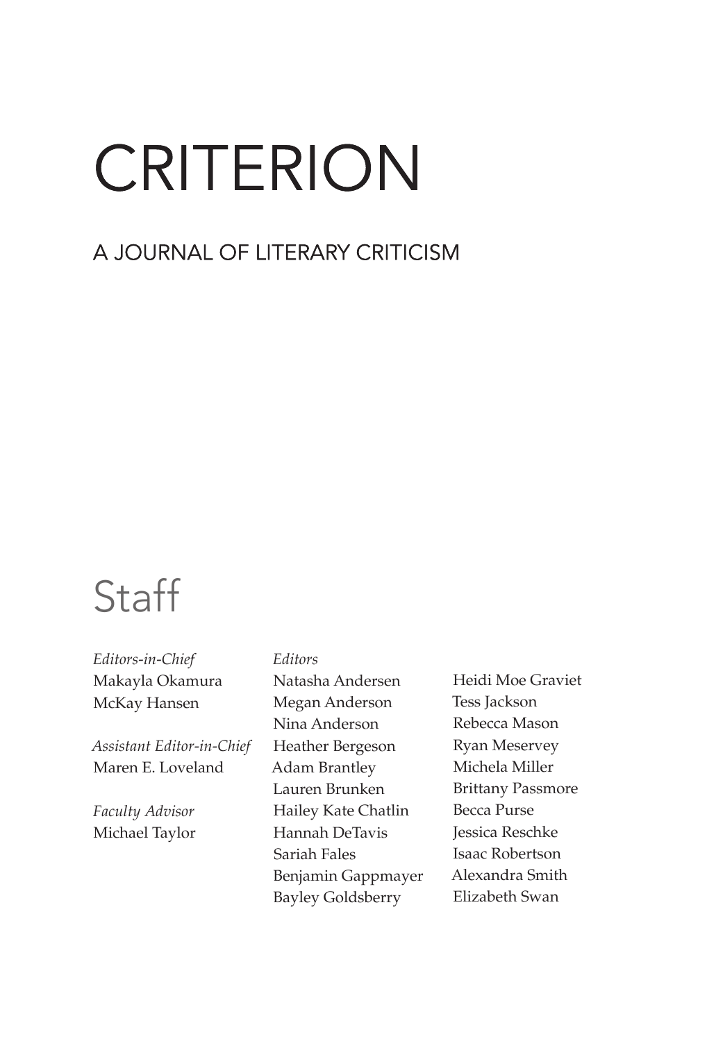# CRITERION

## A JOURNAL OF LITERARY CRITICISM

## Staff

*Editors-in-Chief*
Makayla Okamura
McKay Hansen

*Assistant Editor-in-Chief*
Maren E. Loveland

*Faculty Advisor*
Michael Taylor

*Editors*
Natasha Andersen
Megan Anderson
Nina Anderson
Heather Bergeson
Adam Brantley
Lauren Brunken
Hailey Kate Chatlin
Hannah DeTavis
Sariah Fales
Benjamin Gappmayer
Bayley Goldsberry
Heidi Moe Graviet
Tess Jackson
Rebecca Mason
Ryan Meservey
Michela Miller
Brittany Passmore
Becca Purse
Jessica Reschke
Isaac Robertson
Alexandra Smith
Elizabeth Swan